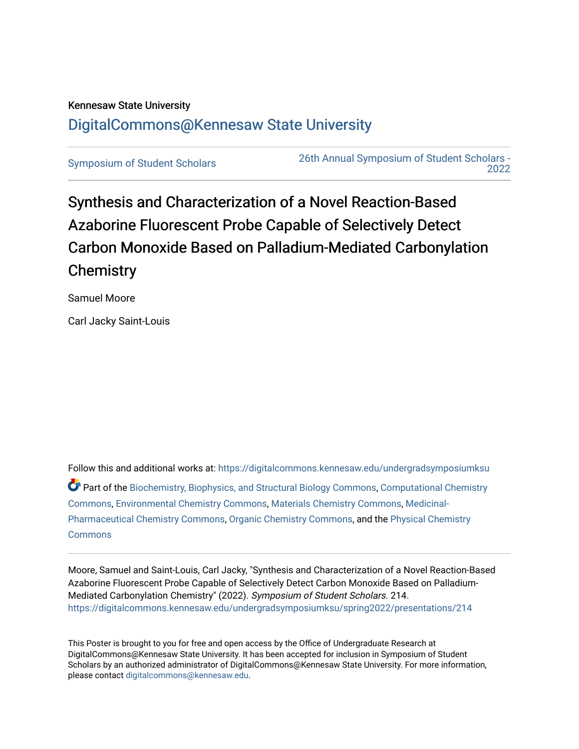Kennesaw State University

# DigitalCommons@Kennesaw State University

Symposium of Student Scholars

26th Annual Symposium of Student Scholars - 2022

# Synthesis and Characterization of a Novel Reaction-Based Azaborine Fluorescent Probe Capable of Selectively Detect Carbon Monoxide Based on Palladium-Mediated Carbonylation Chemistry

Samuel Moore

Carl Jacky Saint-Louis

Follow this and additional works at: https://digitalcommons.kennesaw.edu/undergradsymposiumksu

Part of the Biochemistry, Biophysics, and Structural Biology Commons, Computational Chemistry Commons, Environmental Chemistry Commons, Materials Chemistry Commons, Medicinal-Pharmaceutical Chemistry Commons, Organic Chemistry Commons, and the Physical Chemistry Commons

Moore, Samuel and Saint-Louis, Carl Jacky, "Synthesis and Characterization of a Novel Reaction-Based Azaborine Fluorescent Probe Capable of Selectively Detect Carbon Monoxide Based on Palladium-Mediated Carbonylation Chemistry" (2022). *Symposium of Student Scholars*. 214.
https://digitalcommons.kennesaw.edu/undergradsymposiumksu/spring2022/presentations/214

This Poster is brought to you for free and open access by the Office of Undergraduate Research at DigitalCommons@Kennesaw State University. It has been accepted for inclusion in Symposium of Student Scholars by an authorized administrator of DigitalCommons@Kennesaw State University. For more information, please contact digitalcommons@kennesaw.edu.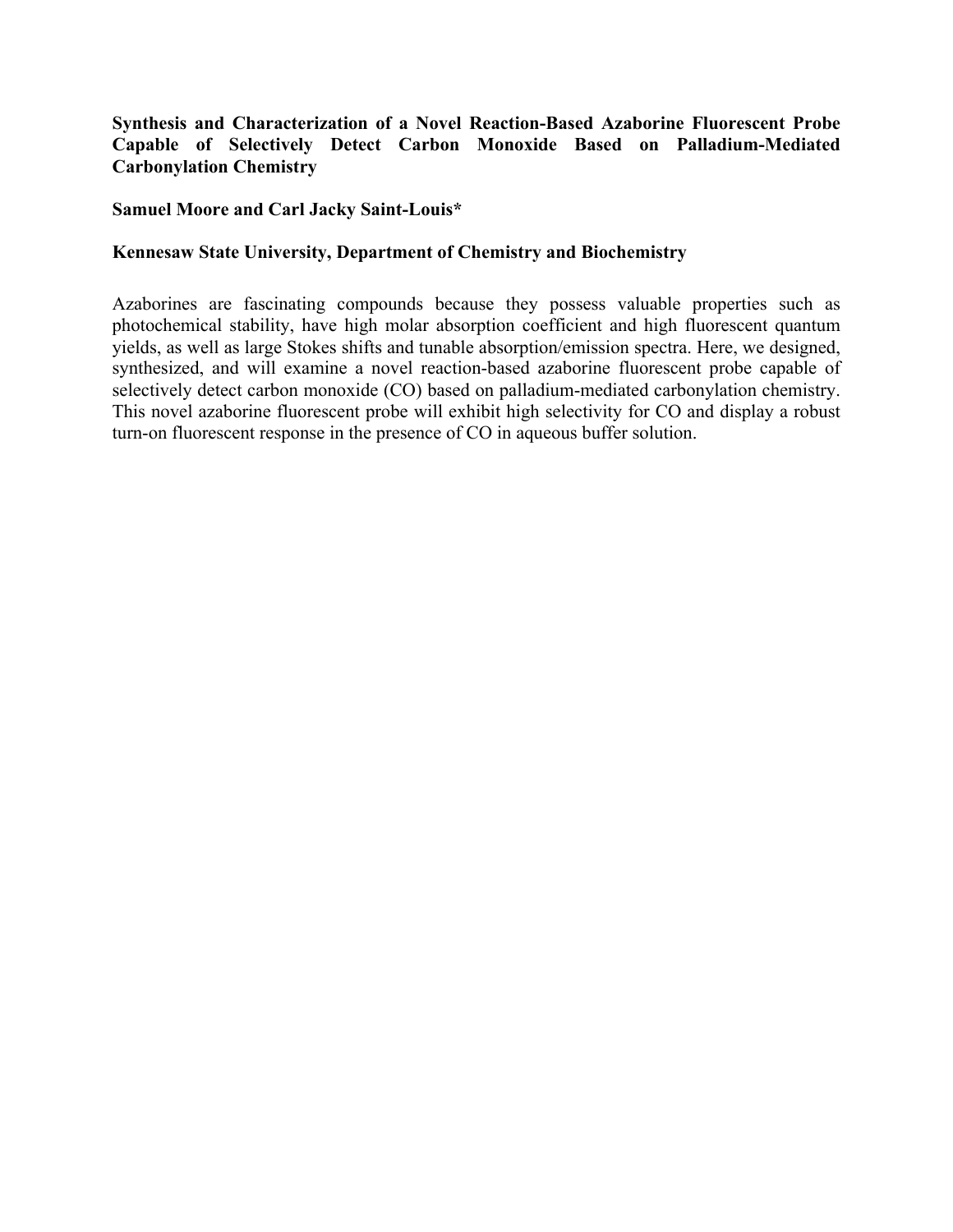**Synthesis and Characterization of a Novel Reaction-Based Azaborine Fluorescent Probe Capable of Selectively Detect Carbon Monoxide Based on Palladium-Mediated Carbonylation Chemistry**

**Samuel Moore and Carl Jacky Saint-Louis***

**Kennesaw State University, Department of Chemistry and Biochemistry**

Azaborines are fascinating compounds because they possess valuable properties such as photochemical stability, have high molar absorption coefficient and high fluorescent quantum yields, as well as large Stokes shifts and tunable absorption/emission spectra. Here, we designed, synthesized, and will examine a novel reaction-based azaborine fluorescent probe capable of selectively detect carbon monoxide (CO) based on palladium-mediated carbonylation chemistry. This novel azaborine fluorescent probe will exhibit high selectivity for CO and display a robust turn-on fluorescent response in the presence of CO in aqueous buffer solution.